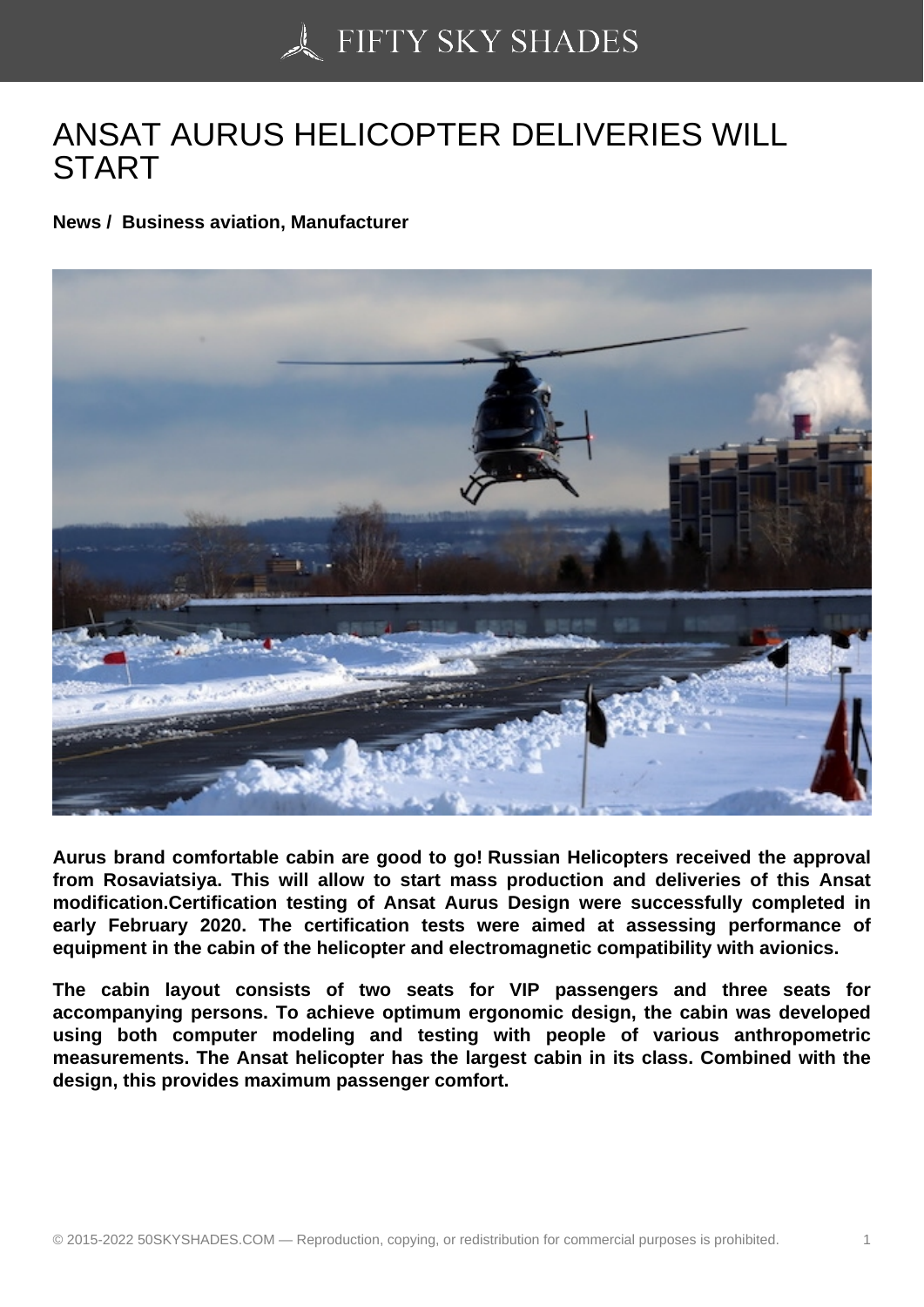# ANSAT AURUS HELICOPTER DELIVERIES WILL START

**News / Business aviation, Manufacturer**

**Aurus brand comfortable cabin are good to go! Russian Helicopters received the approval from Rosaviatsiya. This will allow to start mass production and deliveries of this Ansat modification.Certification testing of Ansat Aurus Design were successfully completed in early February 2020. The certification tests were aimed at assessing performance of equipment in the cabin of the helicopter and electromagnetic compatibility with avionics.**

**The cabin layout consists of two seats for VIP passengers and three seats for accompanying persons. To achieve optimum ergonomic design, the cabin was developed using both computer modeling and testing with people of various anthropometric measurements. The Ansat helicopter has the largest cabin in its class. Combined with the design, this provides maximum passenger comfort.**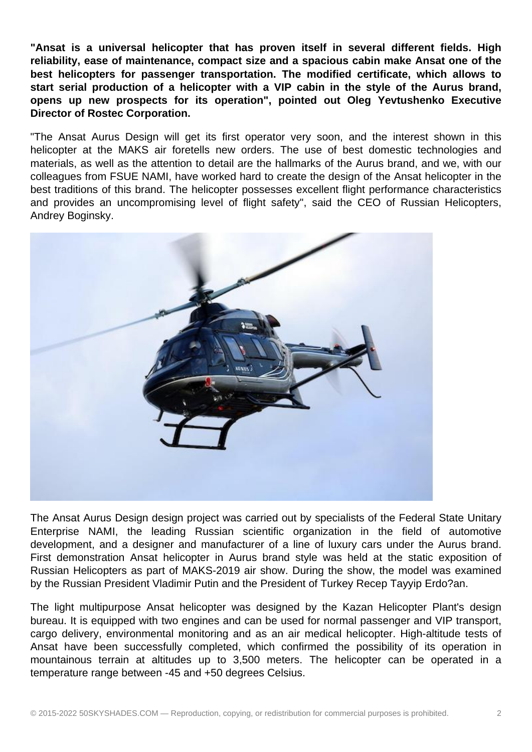**"Ansat is a universal helicopter that has proven itself in several different fields. High reliability, ease of maintenance, compact size and a spacious cabin make Ansat one of the best helicopters for passenger transportation. The modified certificate, which allows to start serial production of a helicopter with a VIP cabin in the style of the Aurus brand, opens up new prospects for its operation", pointed out Oleg Yevtushenko Executive Director of Rostec Corporation.**

"The Ansat Aurus Design will get its first operator very soon, and the interest shown in this helicopter at the MAKS air foretells new orders. The use of best domestic technologies and materials, as well as the attention to detail are the hallmarks of the Aurus brand, and we, with our colleagues from FSUE NAMI, have worked hard to create the design of the Ansat helicopter in the best traditions of this brand. The helicopter possesses excellent flight performance characteristics and provides an uncompromising level of flight safety", said the CEO of Russian Helicopters, Andrey Boginsky.

The Ansat Aurus Design design project was carried out by specialists of the Federal State Unitary Enterprise NAMI, the leading Russian scientific organization in the field of automotive development, and a designer and manufacturer of a line of luxury cars under the Aurus brand. First demonstration Ansat helicopter in Aurus brand style was held at the static exposition of Russian Helicopters as part of MAKS-2019 air show. During the show, the model was examined by the Russian President Vladimir Putin and the President of Turkey Recep Tayyip Erdo?an.

The light multipurpose Ansat helicopter was designed by the Kazan Helicopter Plant's design bureau. It is equipped with two engines and can be used for normal passenger and VIP transport, cargo delivery, environmental monitoring and as an air medical helicopter. High-altitude tests of Ansat have been successfully completed, which confirmed the possibility of its operation in mountainous terrain at altitudes up to 3,500 meters. The helicopter can be operated in a temperature range between -45 and +50 degrees Celsius.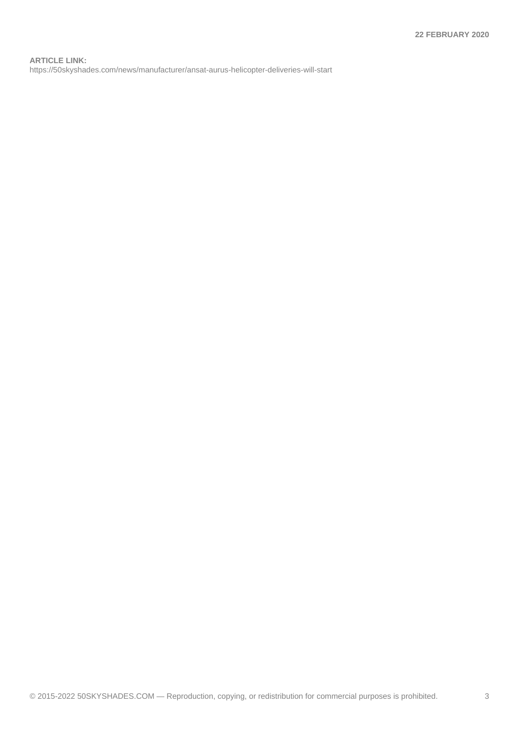**ARTICLE LINK:**
https://50skyshades.com/news/manufacturer/ansat-aurus-helicopter-deliveries-will-start